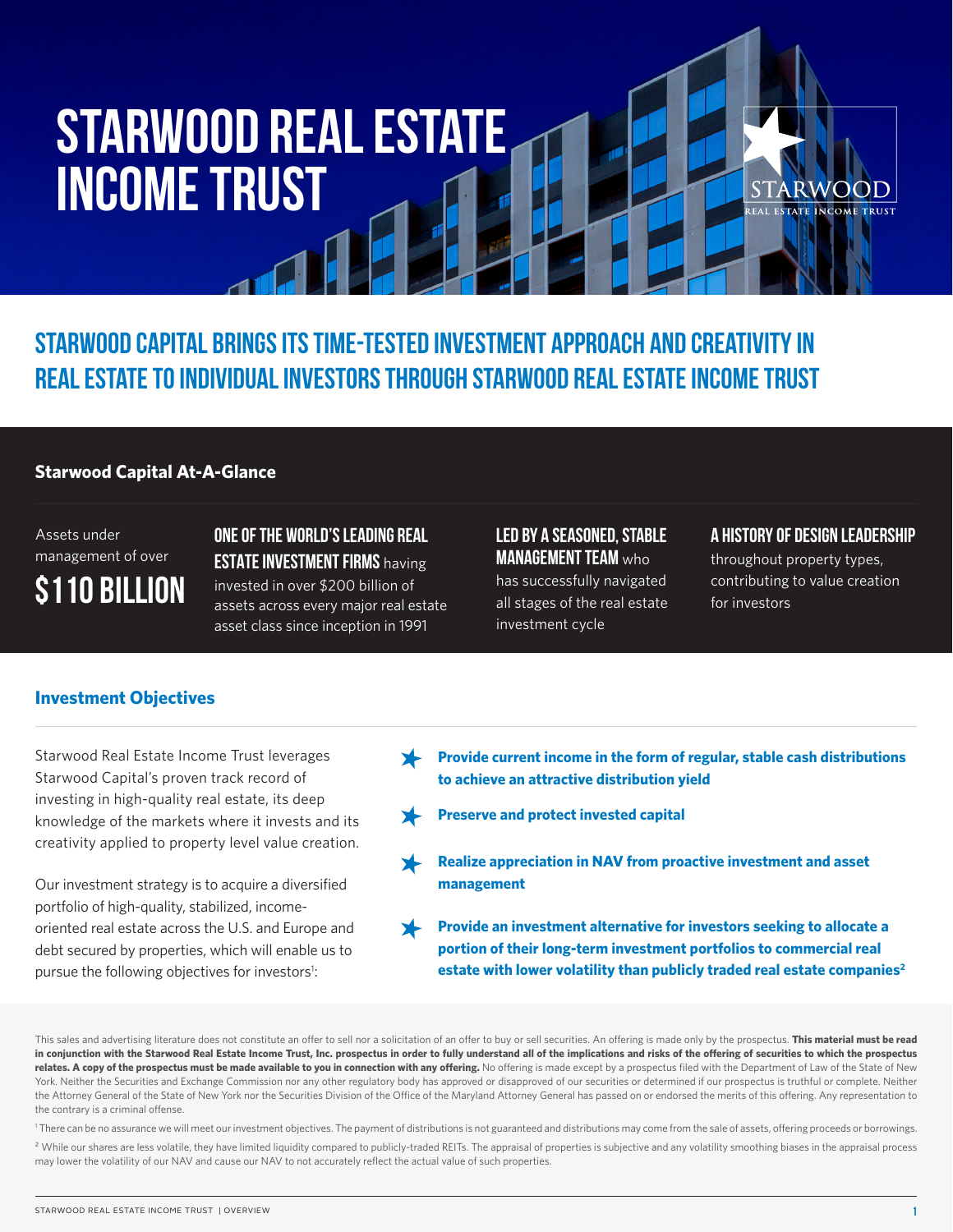# STARWOOD REAL ESTATE INCOME TRUST

## STARWOOD CAPITAL BRINGS ITS TIME-TESTED INVESTMENT APPROACH AND CREATIVITY IN REAL ESTATE TO INDIVIDUAL INVESTORS THROUGH STARWOOD REAL ESTATE INCOME TRUST

### Starwood Capital At-A-Glance

Assets under management of over **$110 BILLION**

**ONE OF THE WORLD'S LEADING REAL ESTATE INVESTMENT FIRMS** having invested in over $200 billion of assets across every major real estate asset class since inception in 1991

**LED BY A SEASONED, STABLE MANAGEMENT TEAM** who has successfully navigated all stages of the real estate investment cycle

**A HISTORY OF DESIGN LEADERSHIP** throughout property types, contributing to value creation for investors

### Investment Objectives

Starwood Real Estate Income Trust leverages Starwood Capital's proven track record of investing in high-quality real estate, its deep knowledge of the markets where it invests and its creativity applied to property level value creation.

Our investment strategy is to acquire a diversified portfolio of high-quality, stabilized, income-oriented real estate across the U.S. and Europe and debt secured by properties, which will enable us to pursue the following objectives for investors[1]:

- **Provide current income in the form of regular, stable cash distributions to achieve an attractive distribution yield**
- **Preserve and protect invested capital**
- **Realize appreciation in NAV from proactive investment and asset management**
- **Provide an investment alternative for investors seeking to allocate a portion of their long-term investment portfolios to commercial real estate with lower volatility than publicly traded real estate companies[2]**

This sales and advertising literature does not constitute an offer to sell nor a solicitation of an offer to buy or sell securities. An offering is made only by the prospectus. **This material must be read in conjunction with the Starwood Real Estate Income Trust, Inc. prospectus in order to fully understand all of the implications and risks of the offering of securities to which the prospectus relates. A copy of the prospectus must be made available to you in connection with any offering.** No offering is made except by a prospectus filed with the Department of Law of the State of New York. Neither the Securities and Exchange Commission nor any other regulatory body has approved or disapproved of our securities or determined if our prospectus is truthful or complete. Neither the Attorney General of the State of New York nor the Securities Division of the Office of the Maryland Attorney General has passed on or endorsed the merits of this offering. Any representation to the contrary is a criminal offense.

[1] There can be no assurance we will meet our investment objectives. The payment of distributions is not guaranteed and distributions may come from the sale of assets, offering proceeds or borrowings.

[2] While our shares are less volatile, they have limited liquidity compared to publicly-traded REITs. The appraisal of properties is subjective and any volatility smoothing biases in the appraisal process may lower the volatility of our NAV and cause our NAV to not accurately reflect the actual value of such properties.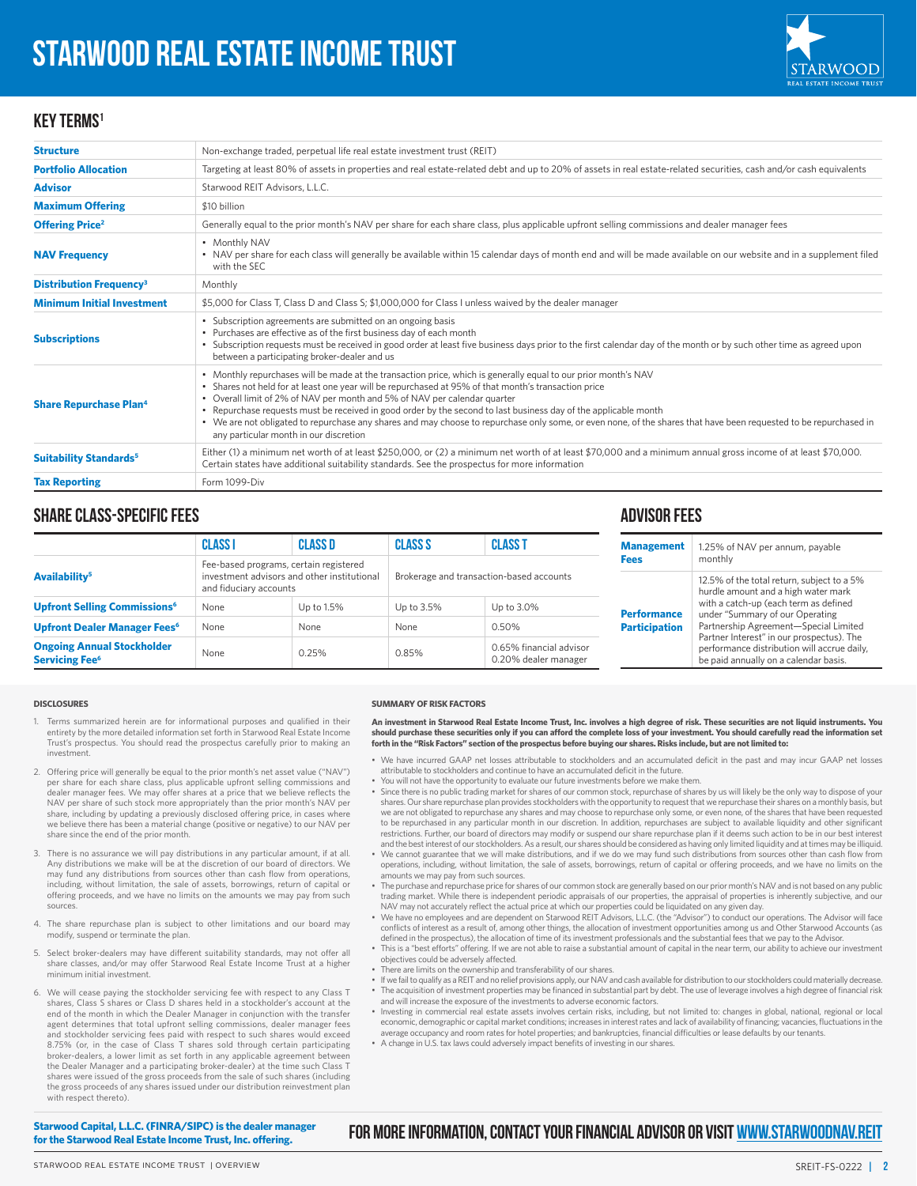# STARWOOD REAL ESTATE INCOME TRUST

## KEY TERMS[1]

| | |
|---|---|
| **Structure** | Non-exchange traded, perpetual life real estate investment trust (REIT) |
| **Portfolio Allocation** | Targeting at least 80% of assets in properties and real estate-related debt and up to 20% of assets in real estate-related securities, cash and/or cash equivalents |
| **Advisor** | Starwood REIT Advisors, L.L.C. |
| **Maximum Offering** | $10 billion |
| **Offering Price[2]** | Generally equal to the prior month's NAV per share for each share class, plus applicable upfront selling commissions and dealer manager fees |
| **NAV Frequency** | • Monthly NAV<br>• NAV per share for each class will generally be available within 15 calendar days of month end and will be made available on our website and in a supplement filed with the SEC |
| **Distribution Frequency[3]** | Monthly |
| **Minimum Initial Investment** | $5,000 for Class T, Class D and Class S; $1,000,000 for Class I unless waived by the dealer manager |
| **Subscriptions** | • Subscription agreements are submitted on an ongoing basis<br>• Purchases are effective as of the first business day of each month<br>• Subscription requests must be received in good order at least five business days prior to the first calendar day of the month or by such other time as agreed upon between a participating broker-dealer and us |
| **Share Repurchase Plan[4]** | • Monthly repurchases will be made at the transaction price, which is generally equal to our prior month's NAV<br>• Shares not held for at least one year will be repurchased at 95% of that month's transaction price<br>• Overall limit of 2% of NAV per month and 5% of NAV per calendar quarter<br>• Repurchase requests must be received in good order by the second to last business day of the applicable month<br>• We are not obligated to repurchase any shares and may choose to repurchase only some, or even none, of the shares that have been requested to be repurchased in any particular month in our discretion |
| **Suitability Standards[5]** | Either (1) a minimum net worth of at least $250,000, or (2) a minimum net worth of at least $70,000 and a minimum annual gross income of at least $70,000. Certain states have additional suitability standards. See the prospectus for more information |
| **Tax Reporting** | Form 1099-Div |

## SHARE CLASS-SPECIFIC FEES

| | CLASS I | CLASS D | CLASS S | CLASS T |
|---|---|---|---|---|
| **Availability[5]** | Fee-based programs, certain registered investment advisors and other institutional and fiduciary accounts | | Brokerage and transaction-based accounts | |
| **Upfront Selling Commissions[6]** | None | Up to 1.5% | Up to 3.5% | Up to 3.0% |
| **Upfront Dealer Manager Fees[6]** | None | None | None | 0.50% |
| **Ongoing Annual Stockholder Servicing Fee[6]** | None | 0.25% | 0.85% | 0.65% financial advisor<br>0.20% dealer manager |

## ADVISOR FEES

| | |
|---|---|
| **Management Fees** | 1.25% of NAV per annum, payable monthly |
| **Performance Participation** | 12.5% of the total return, subject to a 5% hurdle amount and a high water mark with a catch-up (each term as defined under "Summary of our Operating Partnership Agreement—Special Limited Partner Interest" in our prospectus). The performance distribution will accrue daily, be paid annually on a calendar basis. |

### DISCLOSURES

1. Terms summarized herein are for informational purposes and qualified in their entirety by the more detailed information set forth in Starwood Real Estate Income Trust's prospectus. You should read the prospectus carefully prior to making an investment.
2. Offering price will generally be equal to the prior month's net asset value ("NAV") per share for each share class, plus applicable upfront selling commissions and dealer manager fees. We may offer shares at a price that we believe reflects the NAV per share of such stock more appropriately than the prior month's NAV per share, including by updating a previously disclosed offering price, in cases where we believe there has been a material change (positive or negative) to our NAV per share since the end of the prior month.
3. There is no assurance we will pay distributions in any particular amount, if at all. Any distributions we make will be at the discretion of our board of directors. We may fund any distributions from sources other than cash flow from operations, including, without limitation, the sale of assets, borrowings, return of capital or offering proceeds, and we have no limits on the amounts we may pay from such sources.
4. The share repurchase plan is subject to other limitations and our board may modify, suspend or terminate the plan.
5. Select broker-dealers may have different suitability standards, may not offer all share classes, and/or may offer Starwood Real Estate Income Trust at a higher minimum initial investment.
6. We will cease paying the stockholder servicing fee with respect to any Class T shares, Class S shares or Class D shares held in a stockholder's account at the end of the month in which the Dealer Manager in conjunction with the transfer agent determines that total upfront selling commissions, dealer manager fees and stockholder servicing fees paid with respect to such shares would exceed 8.75% (or, in the case of Class T shares sold through certain participating broker-dealers, a lower limit as set forth in any applicable agreement between the Dealer Manager and a participating broker-dealer) at the time such Class T shares were issued of the gross proceeds from the sale of such shares (including the gross proceeds of any shares issued under our distribution reinvestment plan with respect thereto).

### SUMMARY OF RISK FACTORS

**An investment in Starwood Real Estate Income Trust, Inc. involves a high degree of risk. These securities are not liquid instruments. You should purchase these securities only if you can afford the complete loss of your investment. You should carefully read the information set forth in the "Risk Factors" section of the prospectus before buying our shares. Risks include, but are not limited to:**

- We have incurred GAAP net losses attributable to stockholders and an accumulated deficit in the past and may incur GAAP net losses attributable to stockholders and continue to have an accumulated deficit in the future.
- You will not have the opportunity to evaluate our future investments before we make them.
- Since there is no public trading market for shares of our common stock, repurchase of shares by us will likely be the only way to dispose of your shares. Our share repurchase plan provides stockholders with the opportunity to request that we repurchase their shares on a monthly basis, but we are not obligated to repurchase any shares and may choose to repurchase only some, or even none, of the shares that have been requested to be repurchased in any particular month in our discretion. In addition, repurchases are subject to available liquidity and other significant restrictions. Further, our board of directors may modify or suspend our share repurchase plan if it deems such action to be in our best interest and the best interest of our stockholders. As a result, our shares should be considered as having only limited liquidity and at times may be illiquid.
- We cannot guarantee that we will make distributions, and if we do we may fund such distributions from sources other than cash flow from operations, including, without limitation, the sale of assets, borrowings, return of capital or offering proceeds, and we have no limits on the amounts we may pay from such sources.
- The purchase and repurchase price for shares of our common stock are generally based on our prior month's NAV and is not based on any public trading market. While there is independent periodic appraisals of our properties, the appraisal of properties is inherently subjective, and our NAV may not accurately reflect the actual price at which our properties could be liquidated on any given day.
- We have no employees and are dependent on Starwood REIT Advisors, L.L.C. (the "Advisor") to conduct our operations. The Advisor will face conflicts of interest as a result of, among other things, the allocation of investment opportunities among us and Other Starwood Accounts (as defined in the prospectus), the allocation of time of its investment professionals and the substantial fees that we pay to the Advisor.
- This is a "best efforts" offering. If we are not able to raise a substantial amount of capital in the near term, our ability to achieve our investment objectives could be adversely affected.
- There are limits on the ownership and transferability of our shares.
- If we fail to qualify as a REIT and no relief provisions apply, our NAV and cash available for distribution to our stockholders could materially decrease.
- The acquisition of investment properties may be financed in substantial part by debt. The use of leverage involves a high degree of financial risk and will increase the exposure of the investments to adverse economic factors.
- Investing in commercial real estate assets involves certain risks, including, but not limited to: changes in global, national, regional or local economic, demographic or capital market conditions; increases in interest rates and lack of availability of financing; vacancies, fluctuations in the average occupancy and room rates for hotel properties; and bankruptcies, financial difficulties or lease defaults by our tenants.
- A change in U.S. tax laws could adversely impact benefits of investing in our shares.

**Starwood Capital, L.L.C. (FINRA/SIPC) is the dealer manager for the Starwood Real Estate Income Trust, Inc. offering.**

**FOR MORE INFORMATION, CONTACT YOUR FINANCIAL ADVISOR OR VISIT WWW.STARWOODNAV.REIT**

SREIT-FS-0222